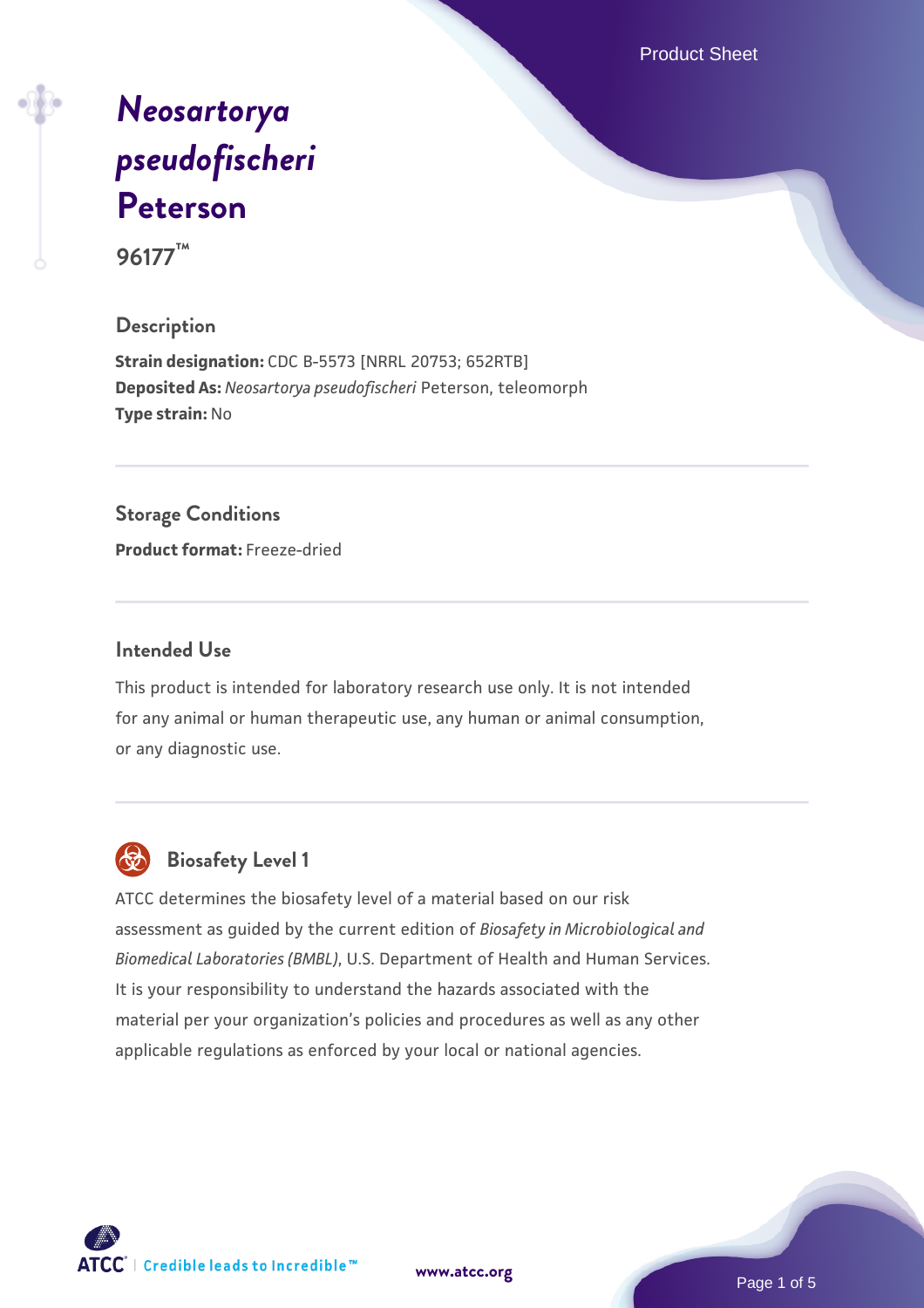# *Neosartorya pseudofischeri* Peterson

**96177™**

## Description

**Strain designation:** CDC B-5573 [NRRL 20753; 652RTB]
**Deposited As:** *Neosartorya pseudofischeri* Peterson, teleomorph
**Type strain:** No

## Storage Conditions

**Product format:** Freeze-dried

## Intended Use

This product is intended for laboratory research use only. It is not intended for any animal or human therapeutic use, any human or animal consumption, or any diagnostic use.

## Biosafety Level 1

ATCC determines the biosafety level of a material based on our risk assessment as guided by the current edition of *Biosafety in Microbiological and Biomedical Laboratories (BMBL)*, U.S. Department of Health and Human Services. It is your responsibility to understand the hazards associated with the material per your organization's policies and procedures as well as any other applicable regulations as enforced by your local or national agencies.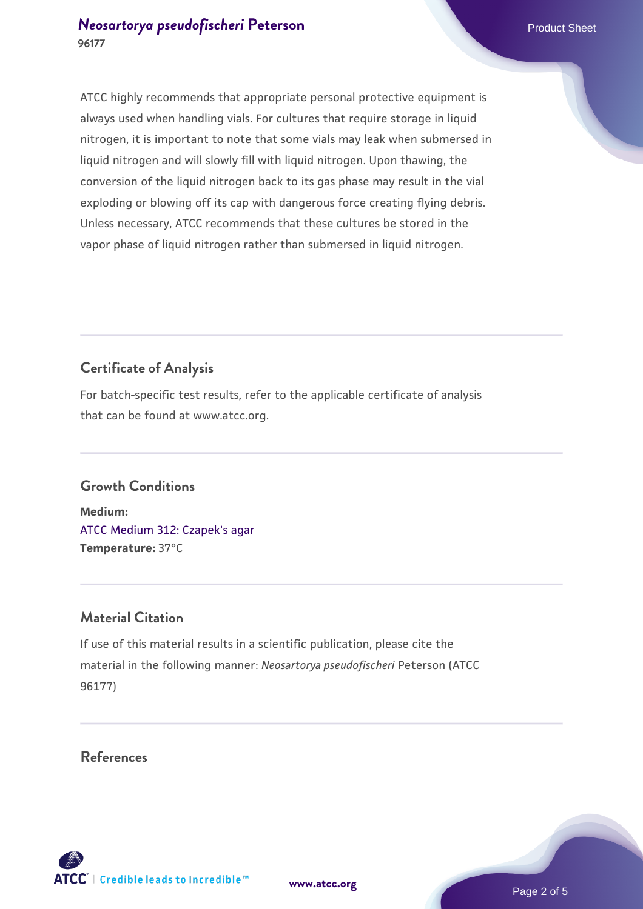ATCC highly recommends that appropriate personal protective equipment is always used when handling vials. For cultures that require storage in liquid nitrogen, it is important to note that some vials may leak when submersed in liquid nitrogen and will slowly fill with liquid nitrogen. Upon thawing, the conversion of the liquid nitrogen back to its gas phase may result in the vial exploding or blowing off its cap with dangerous force creating flying debris. Unless necessary, ATCC recommends that these cultures be stored in the vapor phase of liquid nitrogen rather than submersed in liquid nitrogen.

## Certificate of Analysis

For batch-specific test results, refer to the applicable certificate of analysis that can be found at www.atcc.org.

## Growth Conditions

**Medium:**
ATCC Medium 312: Czapek's agar
**Temperature:** 37°C

## Material Citation

If use of this material results in a scientific publication, please cite the material in the following manner: *Neosartorya pseudofischeri* Peterson (ATCC 96177)

## References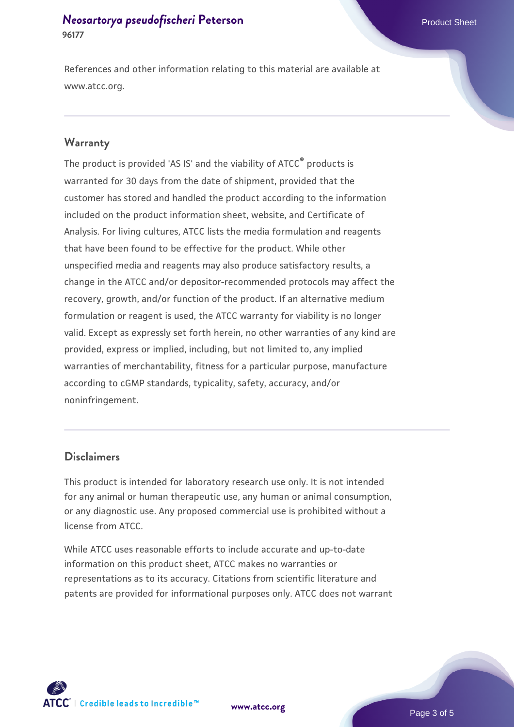References and other information relating to this material are available at www.atcc.org.

## Warranty

The product is provided 'AS IS' and the viability of ATCC® products is warranted for 30 days from the date of shipment, provided that the customer has stored and handled the product according to the information included on the product information sheet, website, and Certificate of Analysis. For living cultures, ATCC lists the media formulation and reagents that have been found to be effective for the product. While other unspecified media and reagents may also produce satisfactory results, a change in the ATCC and/or depositor-recommended protocols may affect the recovery, growth, and/or function of the product. If an alternative medium formulation or reagent is used, the ATCC warranty for viability is no longer valid. Except as expressly set forth herein, no other warranties of any kind are provided, express or implied, including, but not limited to, any implied warranties of merchantability, fitness for a particular purpose, manufacture according to cGMP standards, typicality, safety, accuracy, and/or noninfringement.

## Disclaimers

This product is intended for laboratory research use only. It is not intended for any animal or human therapeutic use, any human or animal consumption, or any diagnostic use. Any proposed commercial use is prohibited without a license from ATCC.

While ATCC uses reasonable efforts to include accurate and up-to-date information on this product sheet, ATCC makes no warranties or representations as to its accuracy. Citations from scientific literature and patents are provided for informational purposes only. ATCC does not warrant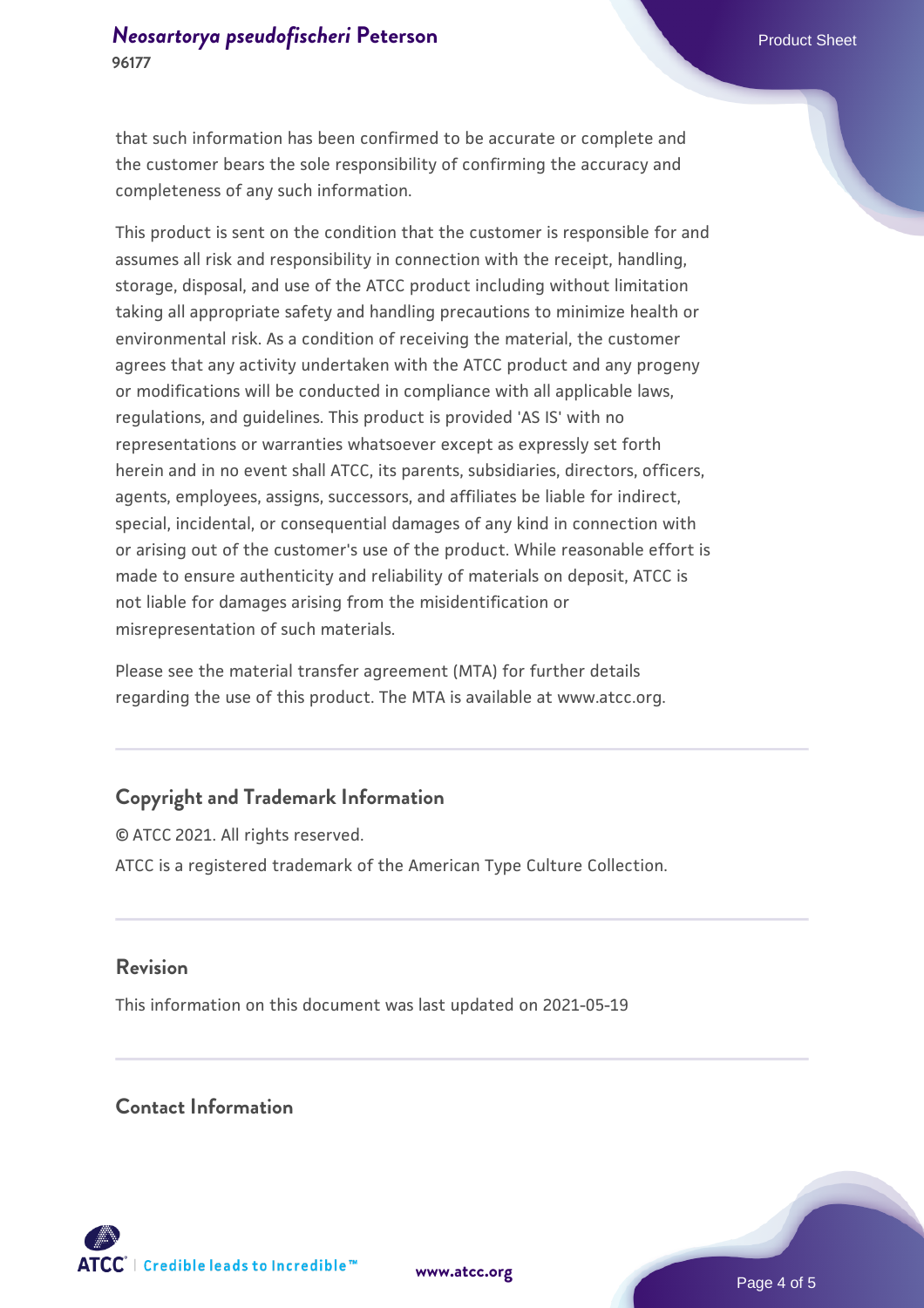that such information has been confirmed to be accurate or complete and the customer bears the sole responsibility of confirming the accuracy and completeness of any such information.

This product is sent on the condition that the customer is responsible for and assumes all risk and responsibility in connection with the receipt, handling, storage, disposal, and use of the ATCC product including without limitation taking all appropriate safety and handling precautions to minimize health or environmental risk. As a condition of receiving the material, the customer agrees that any activity undertaken with the ATCC product and any progeny or modifications will be conducted in compliance with all applicable laws, regulations, and guidelines. This product is provided 'AS IS' with no representations or warranties whatsoever except as expressly set forth herein and in no event shall ATCC, its parents, subsidiaries, directors, officers, agents, employees, assigns, successors, and affiliates be liable for indirect, special, incidental, or consequential damages of any kind in connection with or arising out of the customer's use of the product. While reasonable effort is made to ensure authenticity and reliability of materials on deposit, ATCC is not liable for damages arising from the misidentification or misrepresentation of such materials.

Please see the material transfer agreement (MTA) for further details regarding the use of this product. The MTA is available at www.atcc.org.

## Copyright and Trademark Information

© ATCC 2021. All rights reserved.

ATCC is a registered trademark of the American Type Culture Collection.

## Revision

This information on this document was last updated on 2021-05-19

## Contact Information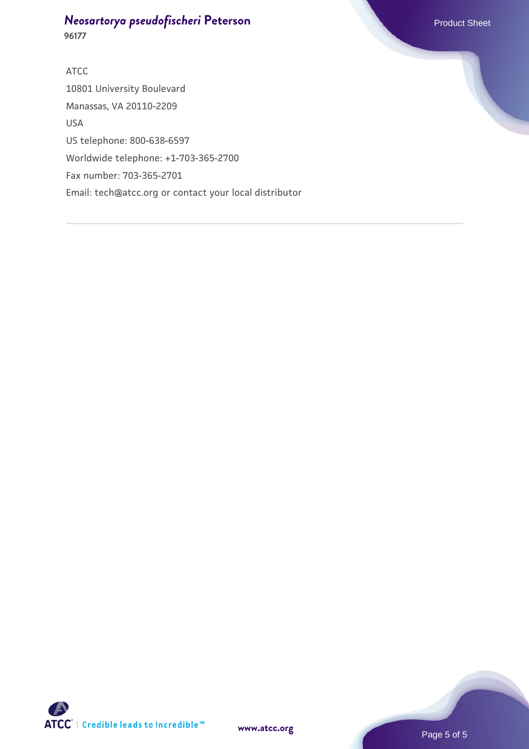ATCC

10801 University Boulevard

Manassas, VA 20110-2209

USA

US telephone: 800-638-6597

Worldwide telephone: +1-703-365-2700

Fax number: 703-365-2701

Email: tech@atcc.org or contact your local distributor